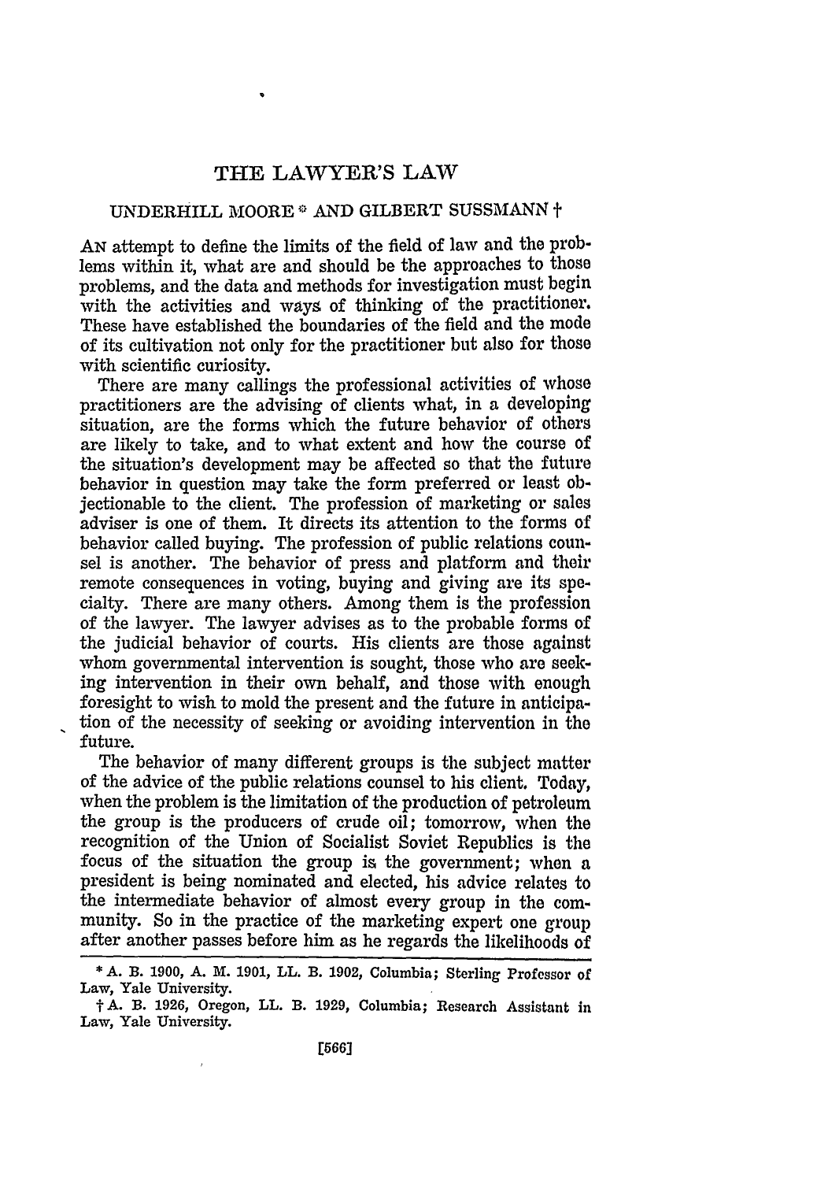# THE LAWYER'S LAW

UNDERHILL MOORE * AND GILBERT SUSSMANN †

AN attempt to define the limits of the field of law and the problems within it, what are and should be the approaches to those problems, and the data and methods for investigation must begin with the activities and ways of thinking of the practitioner. These have established the boundaries of the field and the mode of its cultivation not only for the practitioner but also for those with scientific curiosity.

There are many callings the professional activities of whose practitioners are the advising of clients what, in a developing situation, are the forms which the future behavior of others are likely to take, and to what extent and how the course of the situation's development may be affected so that the future behavior in question may take the form preferred or least objectionable to the client. The profession of marketing or sales adviser is one of them. It directs its attention to the forms of behavior called buying. The profession of public relations counsel is another. The behavior of press and platform and their remote consequences in voting, buying and giving are its specialty. There are many others. Among them is the profession of the lawyer. The lawyer advises as to the probable forms of the judicial behavior of courts. His clients are those against whom governmental intervention is sought, those who are seeking intervention in their own behalf, and those with enough foresight to wish to mold the present and the future in anticipation of the necessity of seeking or avoiding intervention in the future.

The behavior of many different groups is the subject matter of the advice of the public relations counsel to his client. Today, when the problem is the limitation of the production of petroleum the group is the producers of crude oil; tomorrow, when the recognition of the Union of Socialist Soviet Republics is the focus of the situation the group is the government; when a president is being nominated and elected, his advice relates to the intermediate behavior of almost every group in the community. So in the practice of the marketing expert one group after another passes before him as he regards the likelihoods of

---

\* A. B. 1900, A. M. 1901, LL. B. 1902, Columbia; Sterling Professor of Law, Yale University.

† A. B. 1926, Oregon, LL. B. 1929, Columbia; Research Assistant in Law, Yale University.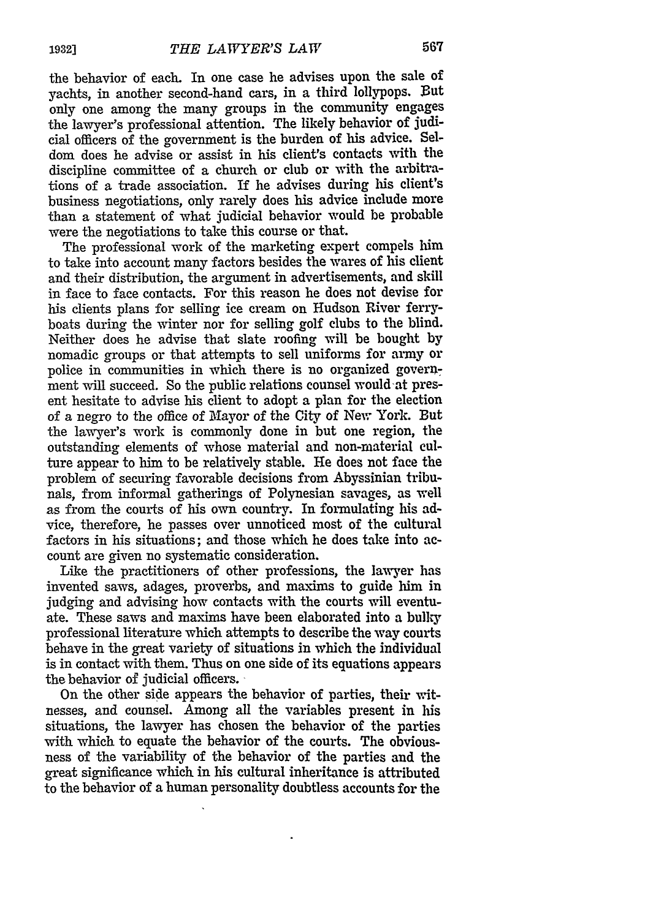the behavior of each. In one case he advises upon the sale of yachts, in another second-hand cars, in a third lollypops. But only one among the many groups in the community engages the lawyer's professional attention. The likely behavior of judicial officers of the government is the burden of his advice. Seldom does he advise or assist in his client's contacts with the discipline committee of a church or club or with the arbitrations of a trade association. If he advises during his client's business negotiations, only rarely does his advice include more than a statement of what judicial behavior would be probable were the negotiations to take this course or that.

The professional work of the marketing expert compels him to take into account many factors besides the wares of his client and their distribution, the argument in advertisements, and skill in face to face contacts. For this reason he does not devise for his clients plans for selling ice cream on Hudson River ferryboats during the winter nor for selling golf clubs to the blind. Neither does he advise that slate roofing will be bought by nomadic groups or that attempts to sell uniforms for army or police in communities in which there is no organized government will succeed. So the public relations counsel would at present hesitate to advise his client to adopt a plan for the election of a negro to the office of Mayor of the City of New York. But the lawyer's work is commonly done in but one region, the outstanding elements of whose material and non-material culture appear to him to be relatively stable. He does not face the problem of securing favorable decisions from Abyssinian tribunals, from informal gatherings of Polynesian savages, as well as from the courts of his own country. In formulating his advice, therefore, he passes over unnoticed most of the cultural factors in his situations; and those which he does take into account are given no systematic consideration.

Like the practitioners of other professions, the lawyer has invented saws, adages, proverbs, and maxims to guide him in judging and advising how contacts with the courts will eventuate. These saws and maxims have been elaborated into a bulky professional literature which attempts to describe the way courts behave in the great variety of situations in which the individual is in contact with them. Thus on one side of its equations appears the behavior of judicial officers.

On the other side appears the behavior of parties, their witnesses, and counsel. Among all the variables present in his situations, the lawyer has chosen the behavior of the parties with which to equate the behavior of the courts. The obviousness of the variability of the behavior of the parties and the great significance which in his cultural inheritance is attributed to the behavior of a human personality doubtless accounts for the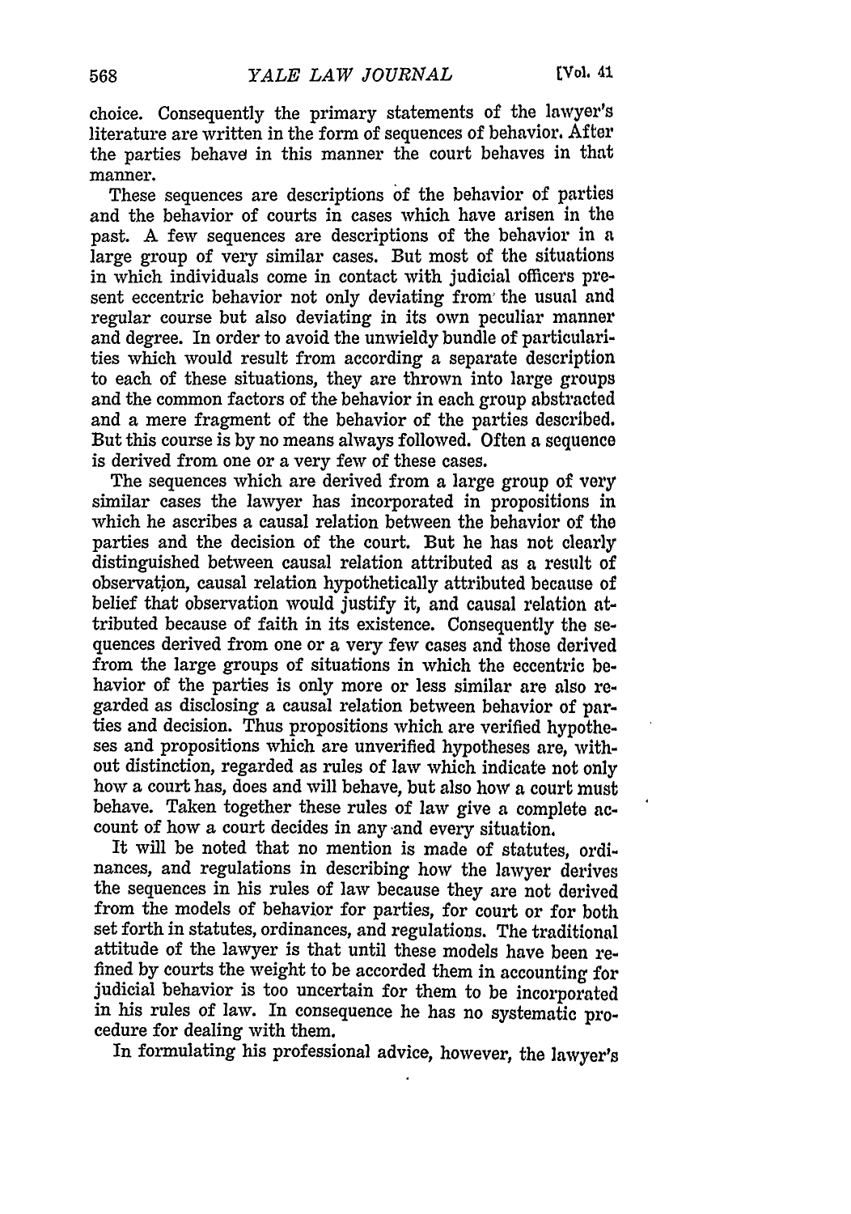choice. Consequently the primary statements of the lawyer's literature are written in the form of sequences of behavior. After the parties behave in this manner the court behaves in that manner.

These sequences are descriptions of the behavior of parties and the behavior of courts in cases which have arisen in the past. A few sequences are descriptions of the behavior in a large group of very similar cases. But most of the situations in which individuals come in contact with judicial officers present eccentric behavior not only deviating from the usual and regular course but also deviating in its own peculiar manner and degree. In order to avoid the unwieldy bundle of particularities which would result from according a separate description to each of these situations, they are thrown into large groups and the common factors of the behavior in each group abstracted and a mere fragment of the behavior of the parties described. But this course is by no means always followed. Often a sequence is derived from one or a very few of these cases.

The sequences which are derived from a large group of very similar cases the lawyer has incorporated in propositions in which he ascribes a causal relation between the behavior of the parties and the decision of the court. But he has not clearly distinguished between causal relation attributed as a result of observation, causal relation hypothetically attributed because of belief that observation would justify it, and causal relation attributed because of faith in its existence. Consequently the sequences derived from one or a very few cases and those derived from the large groups of situations in which the eccentric behavior of the parties is only more or less similar are also regarded as disclosing a causal relation between behavior of parties and decision. Thus propositions which are verified hypotheses and propositions which are unverified hypotheses are, without distinction, regarded as rules of law which indicate not only how a court has, does and will behave, but also how a court must behave. Taken together these rules of law give a complete account of how a court decides in any and every situation.

It will be noted that no mention is made of statutes, ordinances, and regulations in describing how the lawyer derives the sequences in his rules of law because they are not derived from the models of behavior for parties, for court or for both set forth in statutes, ordinances, and regulations. The traditional attitude of the lawyer is that until these models have been refined by courts the weight to be accorded them in accounting for judicial behavior is too uncertain for them to be incorporated in his rules of law. In consequence he has no systematic procedure for dealing with them.

In formulating his professional advice, however, the lawyer's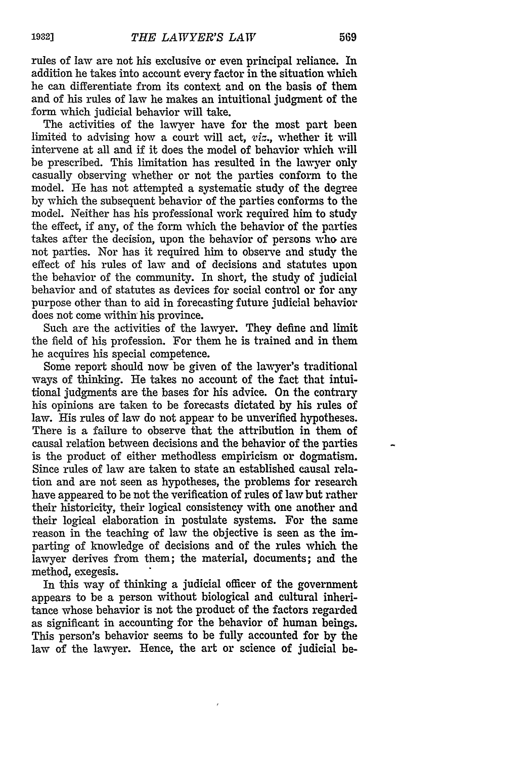rules of law are not his exclusive or even principal reliance. In addition he takes into account every factor in the situation which he can differentiate from its context and on the basis of them and of his rules of law he makes an intuitional judgment of the form which judicial behavior will take.

The activities of the lawyer have for the most part been limited to advising how a court will act, *viz.*, whether it will intervene at all and if it does the model of behavior which will be prescribed. This limitation has resulted in the lawyer only casually observing whether or not the parties conform to the model. He has not attempted a systematic study of the degree by which the subsequent behavior of the parties conforms to the model. Neither has his professional work required him to study the effect, if any, of the form which the behavior of the parties takes after the decision, upon the behavior of persons who are not parties. Nor has it required him to observe and study the effect of his rules of law and of decisions and statutes upon the behavior of the community. In short, the study of judicial behavior and of statutes as devices for social control or for any purpose other than to aid in forecasting future judicial behavior does not come within his province.

Such are the activities of the lawyer. They define and limit the field of his profession. For them he is trained and in them he acquires his special competence.

Some report should now be given of the lawyer's traditional ways of thinking. He takes no account of the fact that intuitional judgments are the bases for his advice. On the contrary his opinions are taken to be forecasts dictated by his rules of law. His rules of law do not appear to be unverified hypotheses. There is a failure to observe that the attribution in them of causal relation between decisions and the behavior of the parties is the product of either methodless empiricism or dogmatism. Since rules of law are taken to state an established causal relation and are not seen as hypotheses, the problems for research have appeared to be not the verification of rules of law but rather their historicity, their logical consistency with one another and their logical elaboration in postulate systems. For the same reason in the teaching of law the objective is seen as the imparting of knowledge of decisions and of the rules which the lawyer derives from them; the material, documents; and the method, exegesis.

In this way of thinking a judicial officer of the government appears to be a person without biological and cultural inheritance whose behavior is not the product of the factors regarded as significant in accounting for the behavior of human beings. This person's behavior seems to be fully accounted for by the law of the lawyer. Hence, the art or science of judicial be-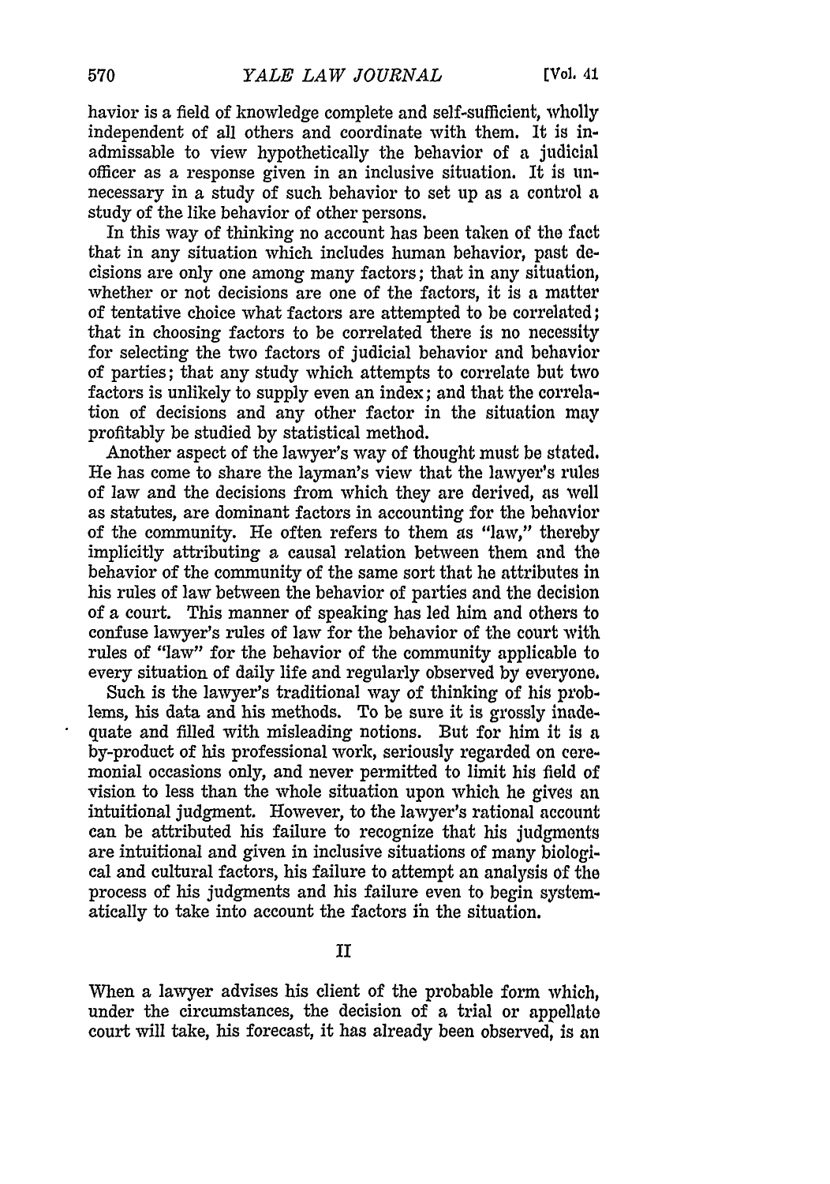havior is a field of knowledge complete and self-sufficient, wholly independent of all others and coordinate with them. It is inadmissable to view hypothetically the behavior of a judicial officer as a response given in an inclusive situation. It is unnecessary in a study of such behavior to set up as a control a study of the like behavior of other persons.

In this way of thinking no account has been taken of the fact that in any situation which includes human behavior, past decisions are only one among many factors; that in any situation, whether or not decisions are one of the factors, it is a matter of tentative choice what factors are attempted to be correlated; that in choosing factors to be correlated there is no necessity for selecting the two factors of judicial behavior and behavior of parties; that any study which attempts to correlate but two factors is unlikely to supply even an index; and that the correlation of decisions and any other factor in the situation may profitably be studied by statistical method.

Another aspect of the lawyer's way of thought must be stated. He has come to share the layman's view that the lawyer's rules of law and the decisions from which they are derived, as well as statutes, are dominant factors in accounting for the behavior of the community. He often refers to them as "law," thereby implicitly attributing a causal relation between them and the behavior of the community of the same sort that he attributes in his rules of law between the behavior of parties and the decision of a court. This manner of speaking has led him and others to confuse lawyer's rules of law for the behavior of the court with rules of "law" for the behavior of the community applicable to every situation of daily life and regularly observed by everyone.

Such is the lawyer's traditional way of thinking of his problems, his data and his methods. To be sure it is grossly inadequate and filled with misleading notions. But for him it is a by-product of his professional work, seriously regarded on ceremonial occasions only, and never permitted to limit his field of vision to less than the whole situation upon which he gives an intuitional judgment. However, to the lawyer's rational account can be attributed his failure to recognize that his judgments are intuitional and given in inclusive situations of many biological and cultural factors, his failure to attempt an analysis of the process of his judgments and his failure even to begin systematically to take into account the factors in the situation.

## II

When a lawyer advises his client of the probable form which, under the circumstances, the decision of a trial or appellate court will take, his forecast, it has already been observed, is an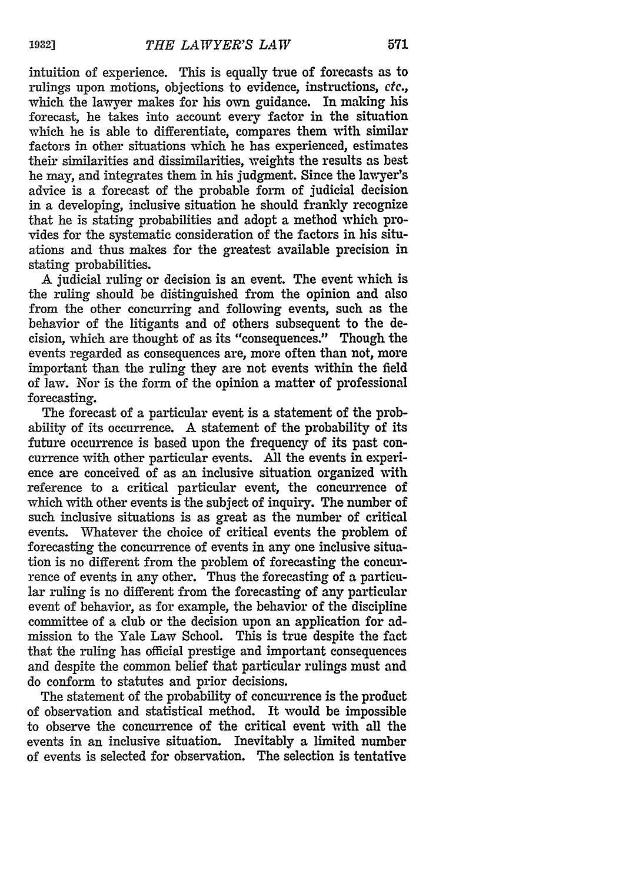intuition of experience. This is equally true of forecasts as to rulings upon motions, objections to evidence, instructions, *etc.*, which the lawyer makes for his own guidance. In making his forecast, he takes into account every factor in the situation which he is able to differentiate, compares them with similar factors in other situations which he has experienced, estimates their similarities and dissimilarities, weights the results as best he may, and integrates them in his judgment. Since the lawyer's advice is a forecast of the probable form of judicial decision in a developing, inclusive situation he should frankly recognize that he is stating probabilities and adopt a method which provides for the systematic consideration of the factors in his situations and thus makes for the greatest available precision in stating probabilities.

A judicial ruling or decision is an event. The event which is the ruling should be distinguished from the opinion and also from the other concurring and following events, such as the behavior of the litigants and of others subsequent to the decision, which are thought of as its "consequences." Though the events regarded as consequences are, more often than not, more important than the ruling they are not events within the field of law. Nor is the form of the opinion a matter of professional forecasting.

The forecast of a particular event is a statement of the probability of its occurrence. A statement of the probability of its future occurrence is based upon the frequency of its past concurrence with other particular events. All the events in experience are conceived of as an inclusive situation organized with reference to a critical particular event, the concurrence of which with other events is the subject of inquiry. The number of such inclusive situations is as great as the number of critical events. Whatever the choice of critical events the problem of forecasting the concurrence of events in any one inclusive situation is no different from the problem of forecasting the concurrence of events in any other. Thus the forecasting of a particular ruling is no different from the forecasting of any particular event of behavior, as for example, the behavior of the discipline committee of a club or the decision upon an application for admission to the Yale Law School. This is true despite the fact that the ruling has official prestige and important consequences and despite the common belief that particular rulings must and do conform to statutes and prior decisions.

The statement of the probability of concurrence is the product of observation and statistical method. It would be impossible to observe the concurrence of the critical event with all the events in an inclusive situation. Inevitably a limited number of events is selected for observation. The selection is tentative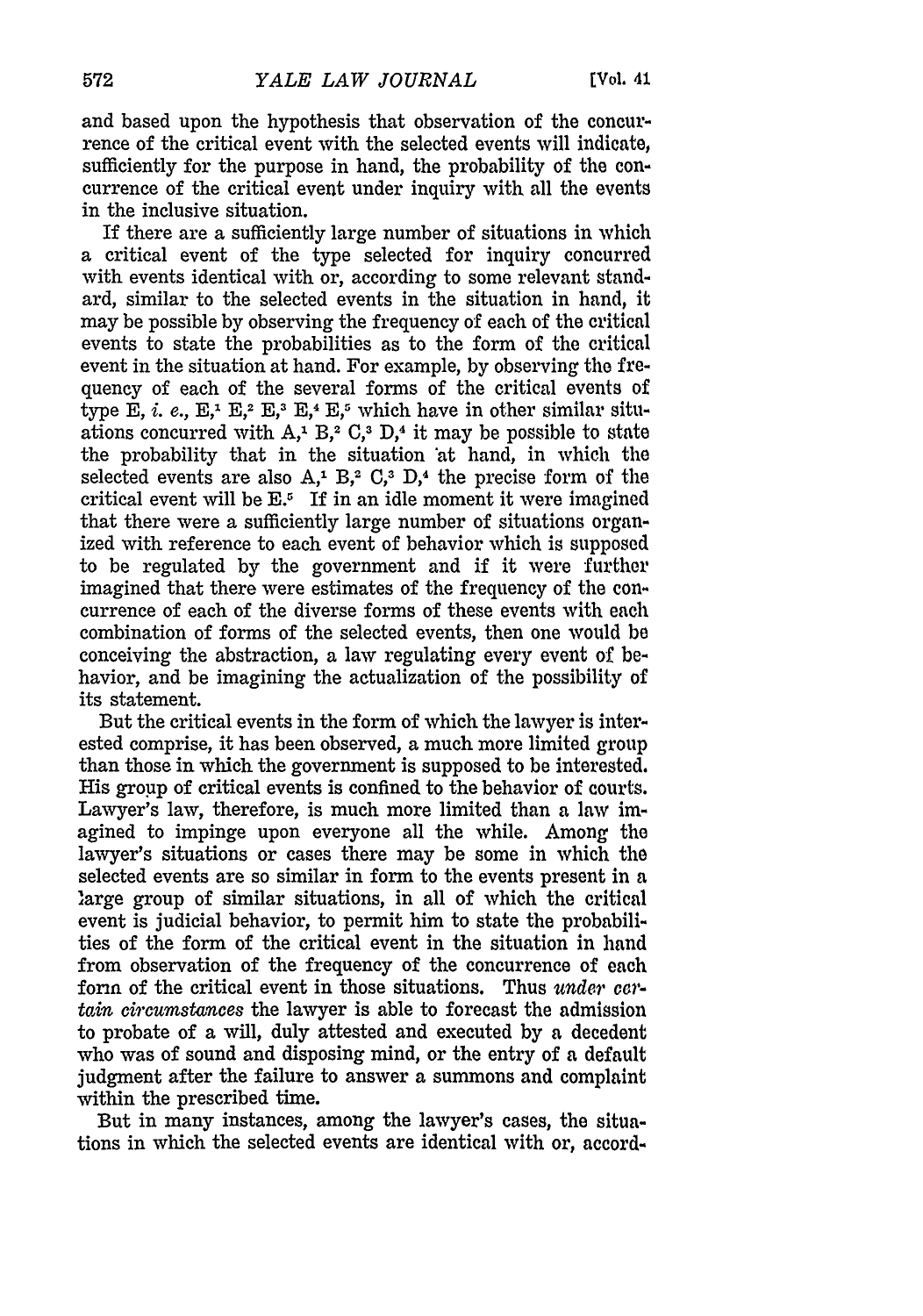and based upon the hypothesis that observation of the concurrence of the critical event with the selected events will indicate, sufficiently for the purpose in hand, the probability of the concurrence of the critical event under inquiry with all the events in the inclusive situation.

If there are a sufficiently large number of situations in which a critical event of the type selected for inquiry concurred with events identical with or, according to some relevant standard, similar to the selected events in the situation in hand, it may be possible by observing the frequency of each of the critical events to state the probabilities as to the form of the critical event in the situation at hand. For example, by observing the frequency of each of the several forms of the critical events of type E, *i. e.*, $E^1$ $E^2$ $E^3$ $E^4$ $E^5$ which have in other similar situations concurred with $A^1$ $B^2$ $C^3$ $D^4$ it may be possible to state the probability that in the situation at hand, in which the selected events are also $A^1$ $B^2$ $C^3$ $D^4$ the precise form of the critical event will be $E^5$. If in an idle moment it were imagined that there were a sufficiently large number of situations organized with reference to each event of behavior which is supposed to be regulated by the government and if it were further imagined that there were estimates of the frequency of the concurrence of each of the diverse forms of these events with each combination of forms of the selected events, then one would be conceiving the abstraction, a law regulating every event of behavior, and be imagining the actualization of the possibility of its statement.

But the critical events in the form of which the lawyer is interested comprise, it has been observed, a much more limited group than those in which the government is supposed to be interested. His group of critical events is confined to the behavior of courts. Lawyer's law, therefore, is much more limited than a law imagined to impinge upon everyone all the while. Among the lawyer's situations or cases there may be some in which the selected events are so similar in form to the events present in a large group of similar situations, in all of which the critical event is judicial behavior, to permit him to state the probabilities of the form of the critical event in the situation in hand from observation of the frequency of the concurrence of each form of the critical event in those situations. Thus *under certain circumstances* the lawyer is able to forecast the admission to probate of a will, duly attested and executed by a decedent who was of sound and disposing mind, or the entry of a default judgment after the failure to answer a summons and complaint within the prescribed time.

But in many instances, among the lawyer's cases, the situations in which the selected events are identical with or, accord-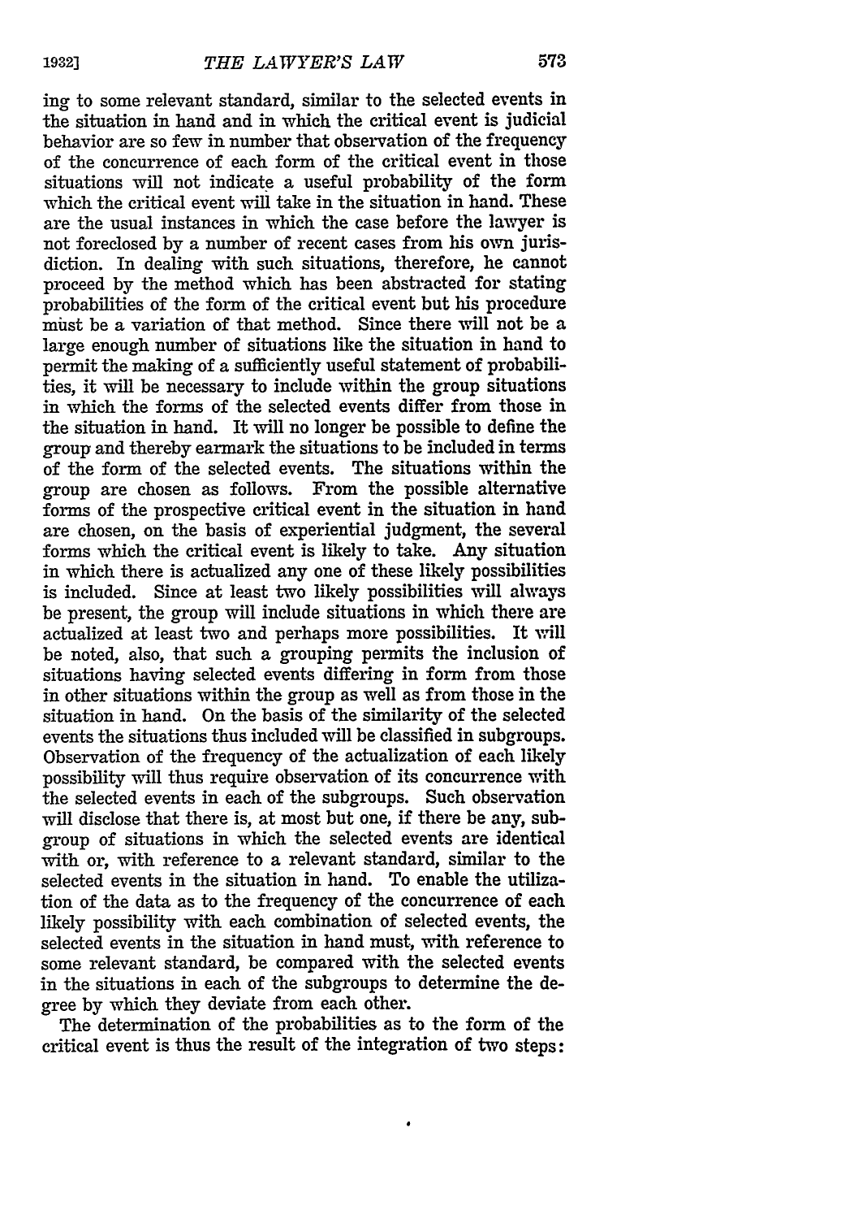ing to some relevant standard, similar to the selected events in the situation in hand and in which the critical event is judicial behavior are so few in number that observation of the frequency of the concurrence of each form of the critical event in those situations will not indicate a useful probability of the form which the critical event will take in the situation in hand. These are the usual instances in which the case before the lawyer is not foreclosed by a number of recent cases from his own jurisdiction. In dealing with such situations, therefore, he cannot proceed by the method which has been abstracted for stating probabilities of the form of the critical event but his procedure must be a variation of that method. Since there will not be a large enough number of situations like the situation in hand to permit the making of a sufficiently useful statement of probabilities, it will be necessary to include within the group situations in which the forms of the selected events differ from those in the situation in hand. It will no longer be possible to define the group and thereby earmark the situations to be included in terms of the form of the selected events. The situations within the group are chosen as follows. From the possible alternative forms of the prospective critical event in the situation in hand are chosen, on the basis of experiential judgment, the several forms which the critical event is likely to take. Any situation in which there is actualized any one of these likely possibilities is included. Since at least two likely possibilities will always be present, the group will include situations in which there are actualized at least two and perhaps more possibilities. It will be noted, also, that such a grouping permits the inclusion of situations having selected events differing in form from those in other situations within the group as well as from those in the situation in hand. On the basis of the similarity of the selected events the situations thus included will be classified in subgroups. Observation of the frequency of the actualization of each likely possibility will thus require observation of its concurrence with the selected events in each of the subgroups. Such observation will disclose that there is, at most but one, if there be any, subgroup of situations in which the selected events are identical with or, with reference to a relevant standard, similar to the selected events in the situation in hand. To enable the utilization of the data as to the frequency of the concurrence of each likely possibility with each combination of selected events, the selected events in the situation in hand must, with reference to some relevant standard, be compared with the selected events in the situations in each of the subgroups to determine the degree by which they deviate from each other.

The determination of the probabilities as to the form of the critical event is thus the result of the integration of two steps: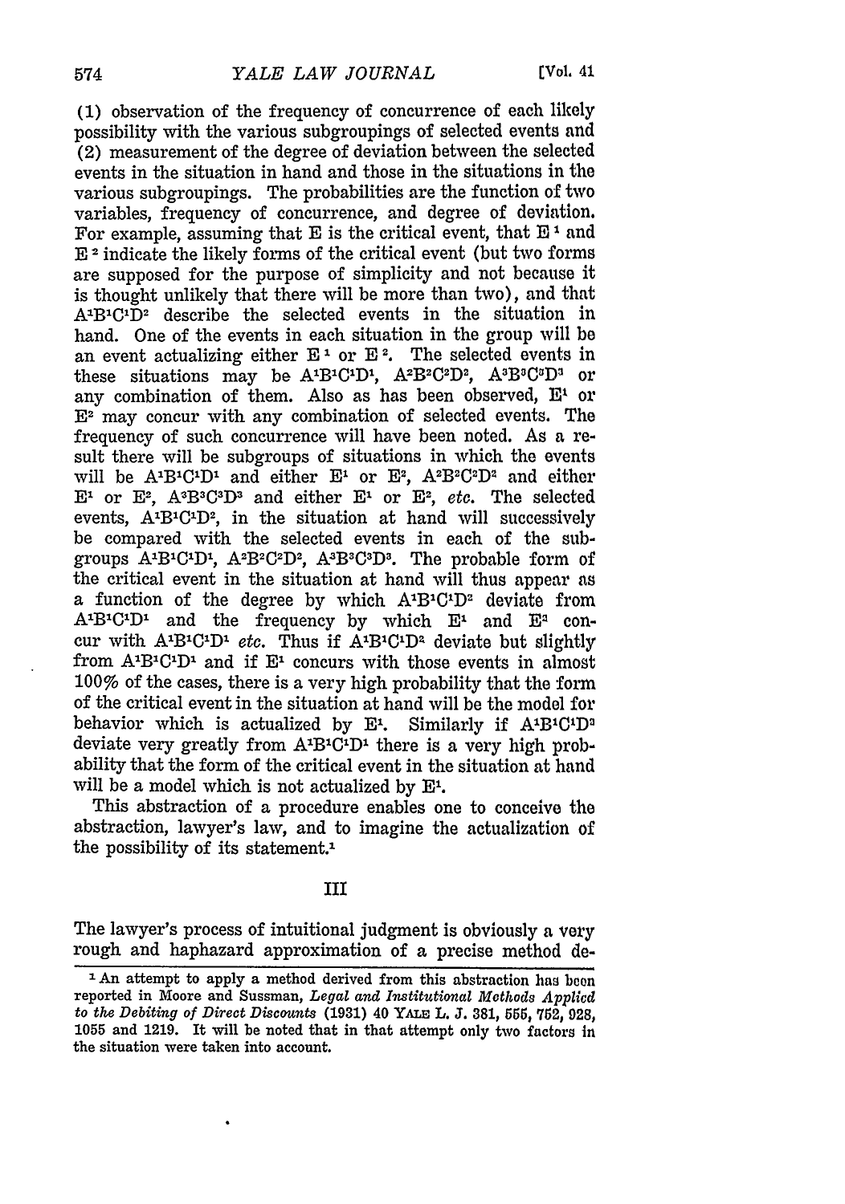(1) observation of the frequency of concurrence of each likely possibility with the various subgroupings of selected events and (2) measurement of the degree of deviation between the selected events in the situation in hand and those in the situations in the various subgroupings. The probabilities are the function of two variables, frequency of concurrence, and degree of deviation. For example, assuming that E is the critical event, that $E^1$ and $E^2$ indicate the likely forms of the critical event (but two forms are supposed for the purpose of simplicity and not because it is thought unlikely that there will be more than two), and that $A^1B^1C^1D^2$ describe the selected events in the situation in hand. One of the events in each situation in the group will be an event actualizing either $E^1$ or $E^2$. The selected events in these situations may be $A^1B^1C^1D^1$, $A^2B^2C^2D^2$, $A^3B^3C^3D^3$ or any combination of them. Also as has been observed, $E^1$ or $E^2$ may concur with any combination of selected events. The frequency of such concurrence will have been noted. As a result there will be subgroups of situations in which the events will be $A^1B^1C^1D^1$ and either $E^1$ or $E^2$, $A^2B^2C^2D^2$ and either $E^1$ or $E^2$, $A^3B^3C^3D^3$ and either $E^1$ or $E^2$, *etc.* The selected events, $A^1B^1C^1D^2$, in the situation at hand will successively be compared with the selected events in each of the subgroups $A^1B^1C^1D^1$, $A^2B^2C^2D^2$, $A^3B^3C^3D^3$. The probable form of the critical event in the situation at hand will thus appear as a function of the degree by which $A^1B^1C^1D^2$ deviate from $A^1B^1C^1D^1$ and the frequency by which $E^1$ and $E^2$ concur with $A^1B^1C^1D^1$ *etc.* Thus if $A^1B^1C^1D^2$ deviate but slightly from $A^1B^1C^1D^1$ and if $E^1$ concurs with those events in almost 100% of the cases, there is a very high probability that the form of the critical event in the situation at hand will be the model for behavior which is actualized by $E^1$. Similarly if $A^1B^1C^1D^3$ deviate very greatly from $A^1B^1C^1D^1$ there is a very high probability that the form of the critical event in the situation at hand will be a model which is not actualized by $E^1$.

This abstraction of a procedure enables one to conceive the abstraction, lawyer's law, and to imagine the actualization of the possibility of its statement.[1]

## III

The lawyer's process of intuitional judgment is obviously a very rough and haphazard approximation of a precise method de-

---

[1] An attempt to apply a method derived from this abstraction has been reported in Moore and Sussman, *Legal and Institutional Methods Applied to the Debiting of Direct Discounts* (1931) 40 YALE L. J. 381, 555, 752, 928, 1055 and 1219. It will be noted that in that attempt only two factors in the situation were taken into account.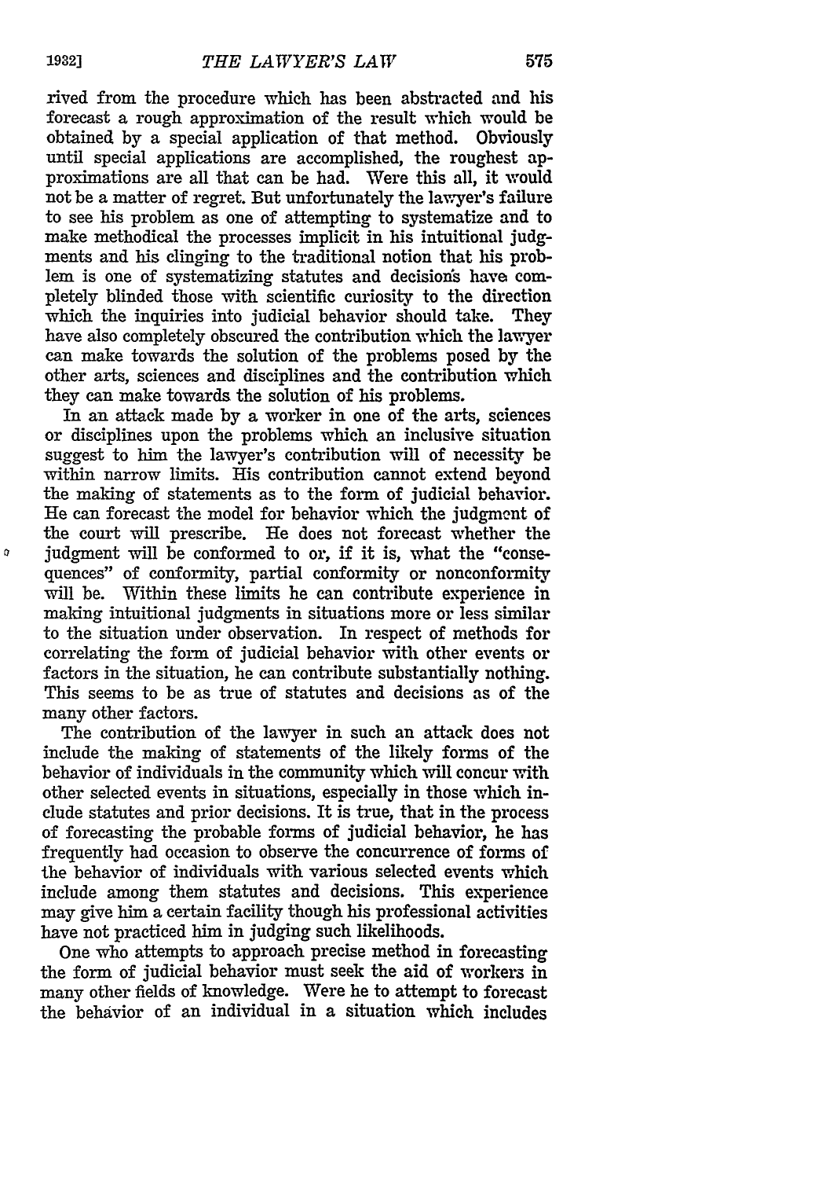rived from the procedure which has been abstracted and his forecast a rough approximation of the result which would be obtained by a special application of that method. Obviously until special applications are accomplished, the roughest approximations are all that can be had. Were this all, it would not be a matter of regret. But unfortunately the lawyer's failure to see his problem as one of attempting to systematize and to make methodical the processes implicit in his intuitional judgments and his clinging to the traditional notion that his problem is one of systematizing statutes and decisions have completely blinded those with scientific curiosity to the direction which the inquiries into judicial behavior should take. They have also completely obscured the contribution which the lawyer can make towards the solution of the problems posed by the other arts, sciences and disciplines and the contribution which they can make towards the solution of his problems.

In an attack made by a worker in one of the arts, sciences or disciplines upon the problems which an inclusive situation suggest to him the lawyer's contribution will of necessity be within narrow limits. His contribution cannot extend beyond the making of statements as to the form of judicial behavior. He can forecast the model for behavior which the judgment of the court will prescribe. He does not forecast whether the judgment will be conformed to or, if it is, what the "consequences" of conformity, partial conformity or nonconformity will be. Within these limits he can contribute experience in making intuitional judgments in situations more or less similar to the situation under observation. In respect of methods for correlating the form of judicial behavior with other events or factors in the situation, he can contribute substantially nothing. This seems to be as true of statutes and decisions as of the many other factors.

The contribution of the lawyer in such an attack does not include the making of statements of the likely forms of the behavior of individuals in the community which will concur with other selected events in situations, especially in those which include statutes and prior decisions. It is true, that in the process of forecasting the probable forms of judicial behavior, he has frequently had occasion to observe the concurrence of forms of the behavior of individuals with various selected events which include among them statutes and decisions. This experience may give him a certain facility though his professional activities have not practiced him in judging such likelihoods.

One who attempts to approach precise method in forecasting the form of judicial behavior must seek the aid of workers in many other fields of knowledge. Were he to attempt to forecast the behavior of an individual in a situation which includes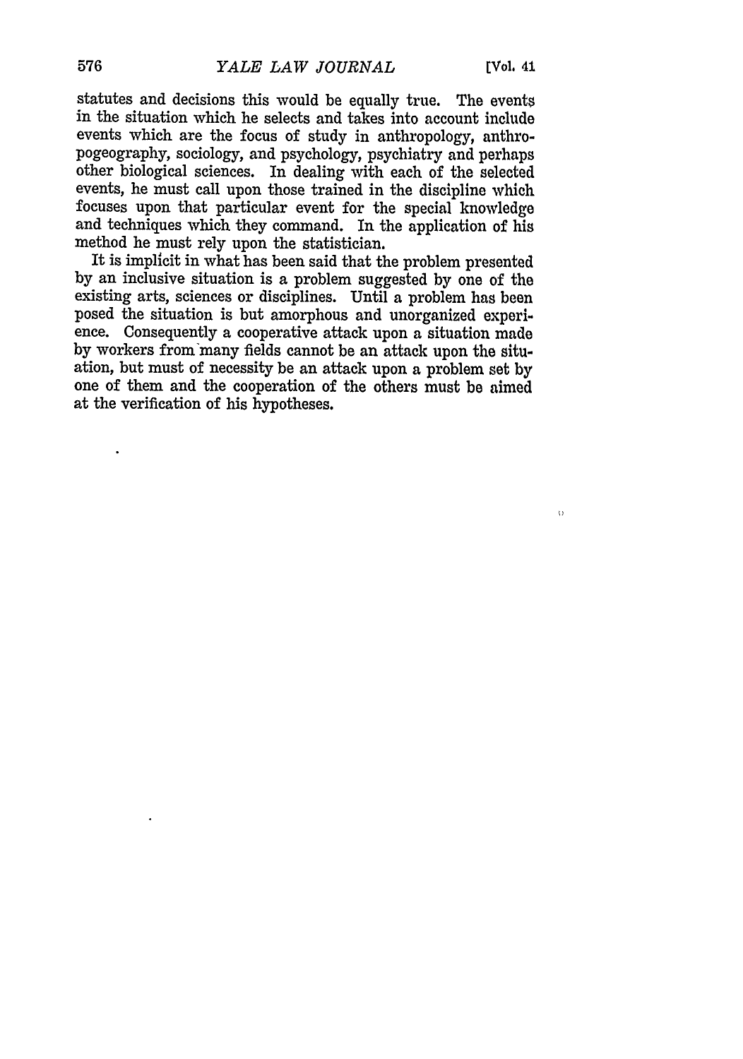statutes and decisions this would be equally true. The events in the situation which he selects and takes into account include events which are the focus of study in anthropology, anthropogeography, sociology, and psychology, psychiatry and perhaps other biological sciences. In dealing with each of the selected events, he must call upon those trained in the discipline which focuses upon that particular event for the special knowledge and techniques which they command. In the application of his method he must rely upon the statistician.

It is implicit in what has been said that the problem presented by an inclusive situation is a problem suggested by one of the existing arts, sciences or disciplines. Until a problem has been posed the situation is but amorphous and unorganized experience. Consequently a cooperative attack upon a situation made by workers from many fields cannot be an attack upon the situation, but must of necessity be an attack upon a problem set by one of them and the cooperation of the others must be aimed at the verification of his hypotheses.